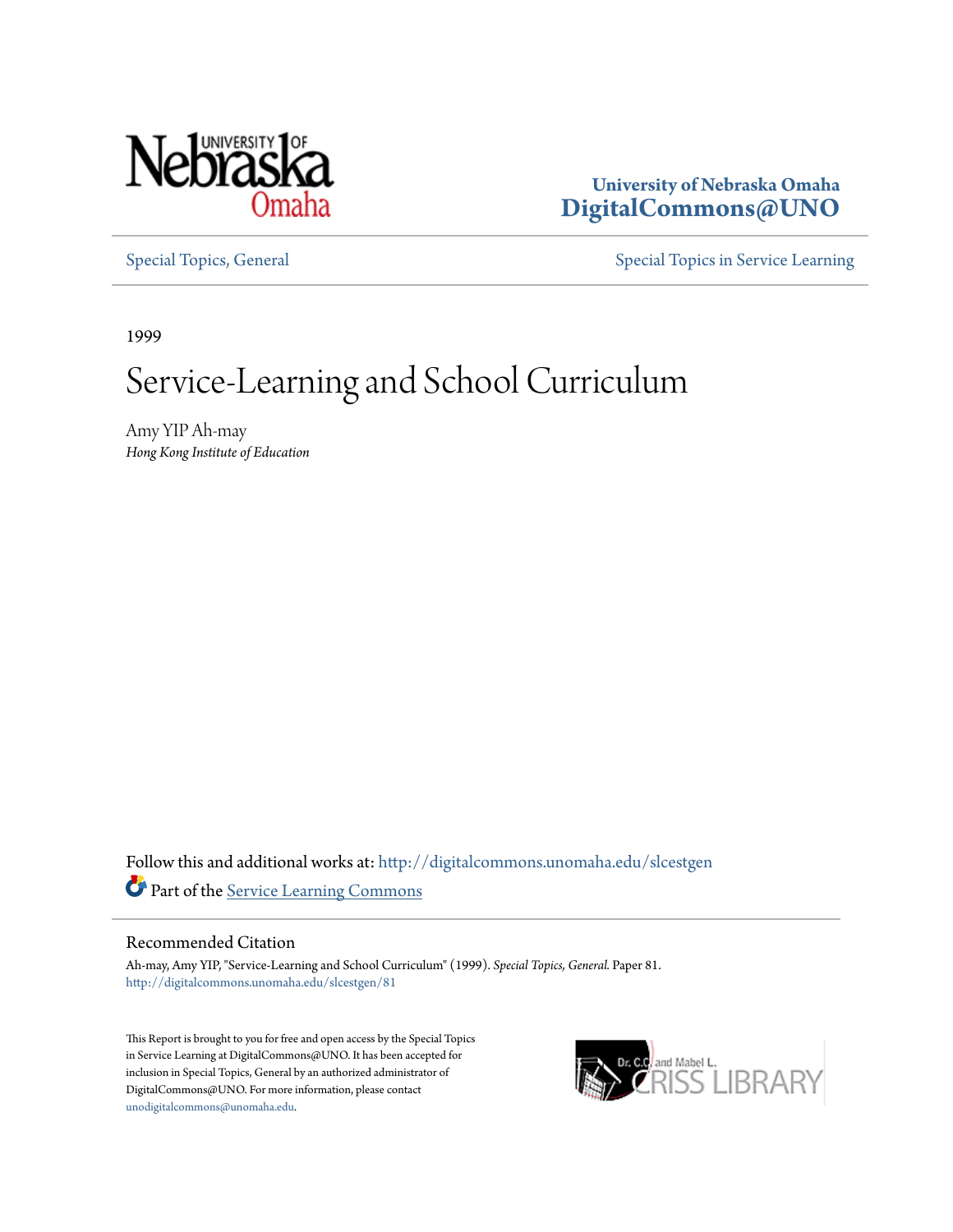University of Nebraska Omaha
**DigitalCommons@UNO**

Special Topics, General | Special Topics in Service Learning

1999

# Service-Learning and School Curriculum

Amy YIP Ah-may
*Hong Kong Institute of Education*

Follow this and additional works at: http://digitalcommons.unomaha.edu/slcestgen

Part of the Service Learning Commons

## Recommended Citation

Ah-may, Amy YIP, "Service-Learning and School Curriculum" (1999). *Special Topics, General*. Paper 81.
http://digitalcommons.unomaha.edu/slcestgen/81

This Report is brought to you for free and open access by the Special Topics in Service Learning at DigitalCommons@UNO. It has been accepted for inclusion in Special Topics, General by an authorized administrator of DigitalCommons@UNO. For more information, please contact unodigitalcommons@unomaha.edu.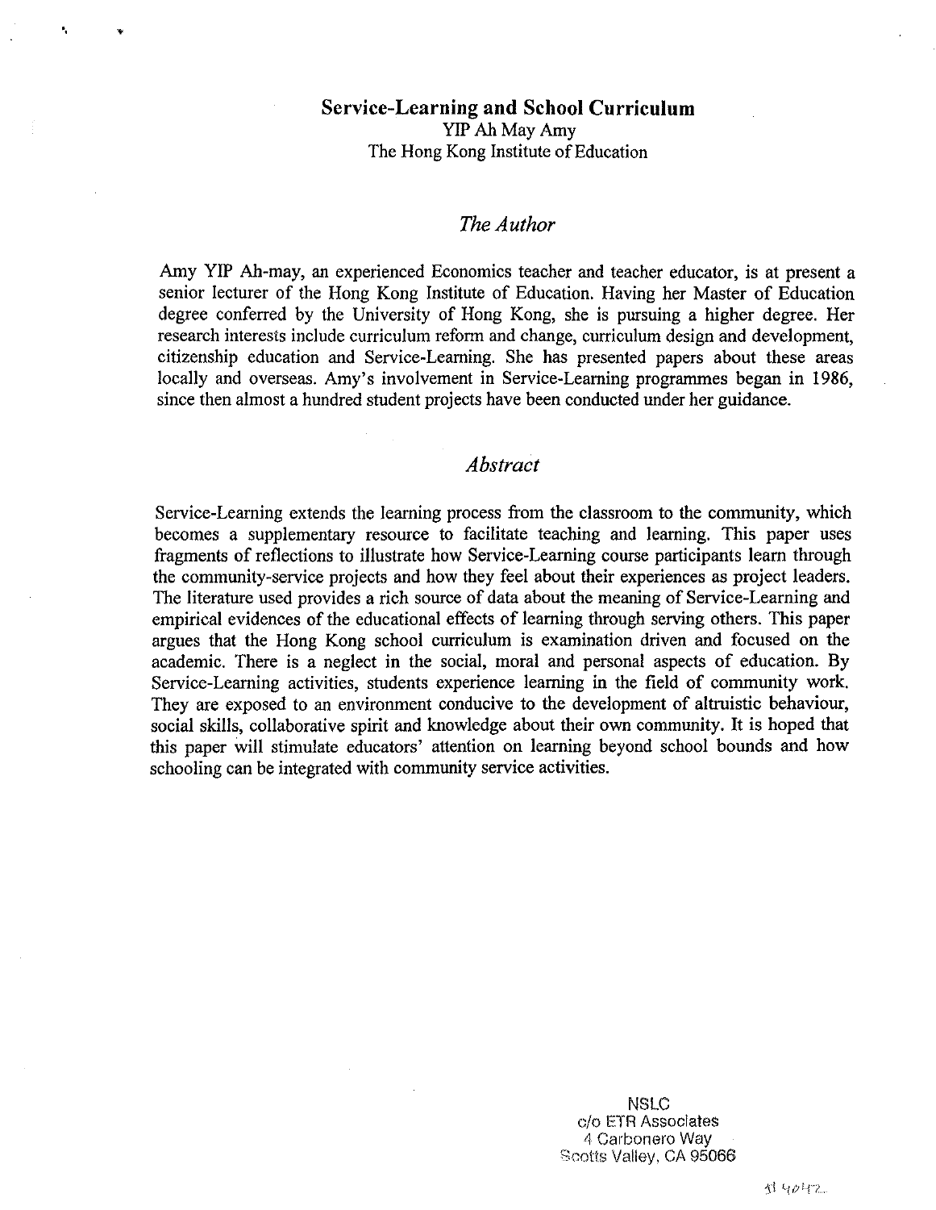# Service-Learning and School Curriculum

YIP Ah May Amy
The Hong Kong Institute of Education

## *The Author*

Amy YIP Ah-may, an experienced Economics teacher and teacher educator, is at present a senior lecturer of the Hong Kong Institute of Education. Having her Master of Education degree conferred by the University of Hong Kong, she is pursuing a higher degree. Her research interests include curriculum reform and change, curriculum design and development, citizenship education and Service-Learning. She has presented papers about these areas locally and overseas. Amy's involvement in Service-Learning programmes began in 1986, since then almost a hundred student projects have been conducted under her guidance.

## *Abstract*

Service-Learning extends the learning process from the classroom to the community, which becomes a supplementary resource to facilitate teaching and learning. This paper uses fragments of reflections to illustrate how Service-Learning course participants learn through the community-service projects and how they feel about their experiences as project leaders. The literature used provides a rich source of data about the meaning of Service-Learning and empirical evidences of the educational effects of learning through serving others. This paper argues that the Hong Kong school curriculum is examination driven and focused on the academic. There is a neglect in the social, moral and personal aspects of education. By Service-Learning activities, students experience learning in the field of community work. They are exposed to an environment conducive to the development of altruistic behaviour, social skills, collaborative spirit and knowledge about their own community. It is hoped that this paper will stimulate educators' attention on learning beyond school bounds and how schooling can be integrated with community service activities.

NSLC
c/o ETR Associates
4 Carbonero Way
Scotts Valley, CA 95066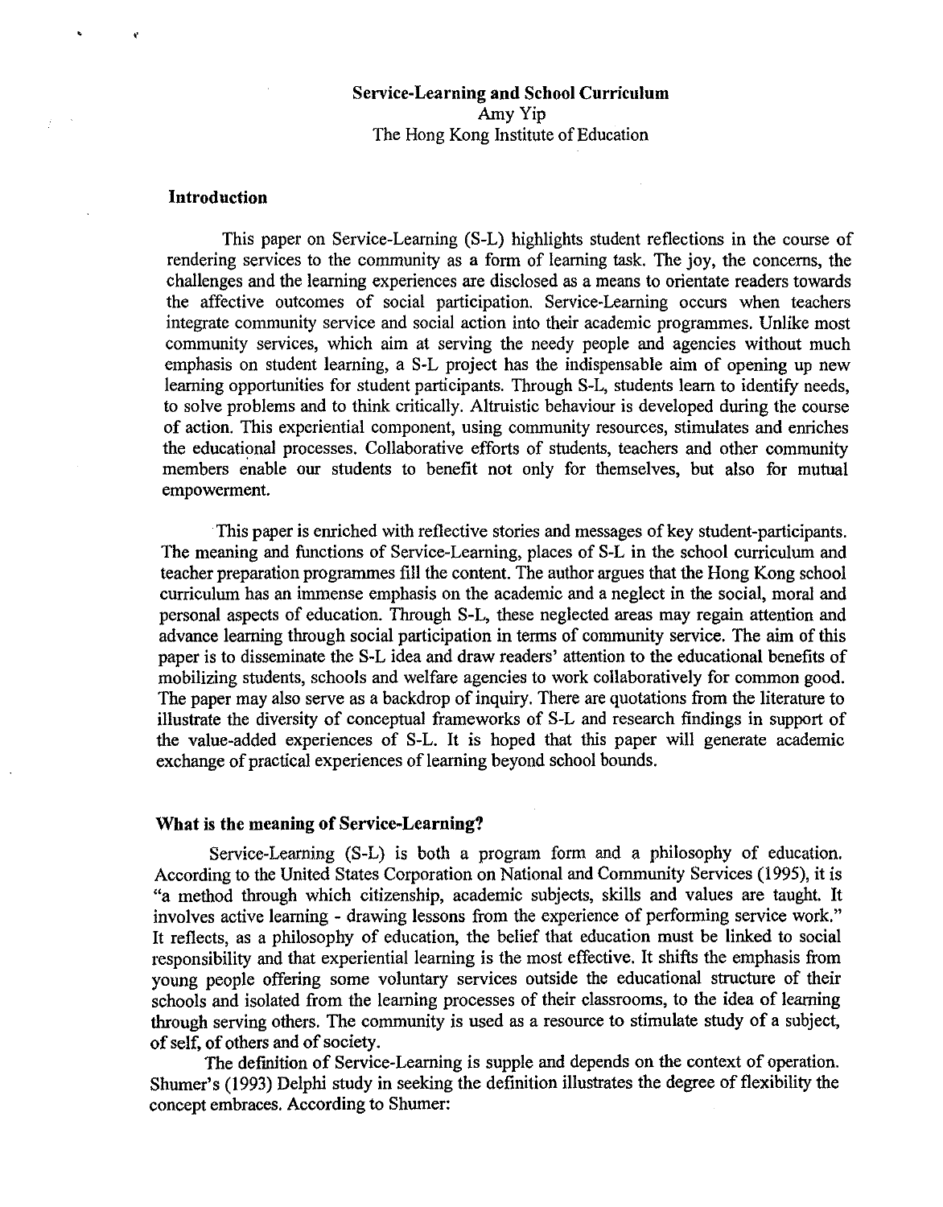# Service-Learning and School Curriculum

Amy Yip

The Hong Kong Institute of Education

## Introduction

This paper on Service-Learning (S-L) highlights student reflections in the course of rendering services to the community as a form of learning task. The joy, the concerns, the challenges and the learning experiences are disclosed as a means to orientate readers towards the affective outcomes of social participation. Service-Learning occurs when teachers integrate community service and social action into their academic programmes. Unlike most community services, which aim at serving the needy people and agencies without much emphasis on student learning, a S-L project has the indispensable aim of opening up new learning opportunities for student participants. Through S-L, students learn to identify needs, to solve problems and to think critically. Altruistic behaviour is developed during the course of action. This experiential component, using community resources, stimulates and enriches the educational processes. Collaborative efforts of students, teachers and other community members enable our students to benefit not only for themselves, but also for mutual empowerment.

This paper is enriched with reflective stories and messages of key student-participants. The meaning and functions of Service-Learning, places of S-L in the school curriculum and teacher preparation programmes fill the content. The author argues that the Hong Kong school curriculum has an immense emphasis on the academic and a neglect in the social, moral and personal aspects of education. Through S-L, these neglected areas may regain attention and advance learning through social participation in terms of community service. The aim of this paper is to disseminate the S-L idea and draw readers' attention to the educational benefits of mobilizing students, schools and welfare agencies to work collaboratively for common good. The paper may also serve as a backdrop of inquiry. There are quotations from the literature to illustrate the diversity of conceptual frameworks of S-L and research findings in support of the value-added experiences of S-L. It is hoped that this paper will generate academic exchange of practical experiences of learning beyond school bounds.

## What is the meaning of Service-Learning?

Service-Learning (S-L) is both a program form and a philosophy of education. According to the United States Corporation on National and Community Services (1995), it is "a method through which citizenship, academic subjects, skills and values are taught. It involves active learning - drawing lessons from the experience of performing service work." It reflects, as a philosophy of education, the belief that education must be linked to social responsibility and that experiential learning is the most effective. It shifts the emphasis from young people offering some voluntary services outside the educational structure of their schools and isolated from the learning processes of their classrooms, to the idea of learning through serving others. The community is used as a resource to stimulate study of a subject, of self, of others and of society.

The definition of Service-Learning is supple and depends on the context of operation. Shumer's (1993) Delphi study in seeking the definition illustrates the degree of flexibility the concept embraces. According to Shumer: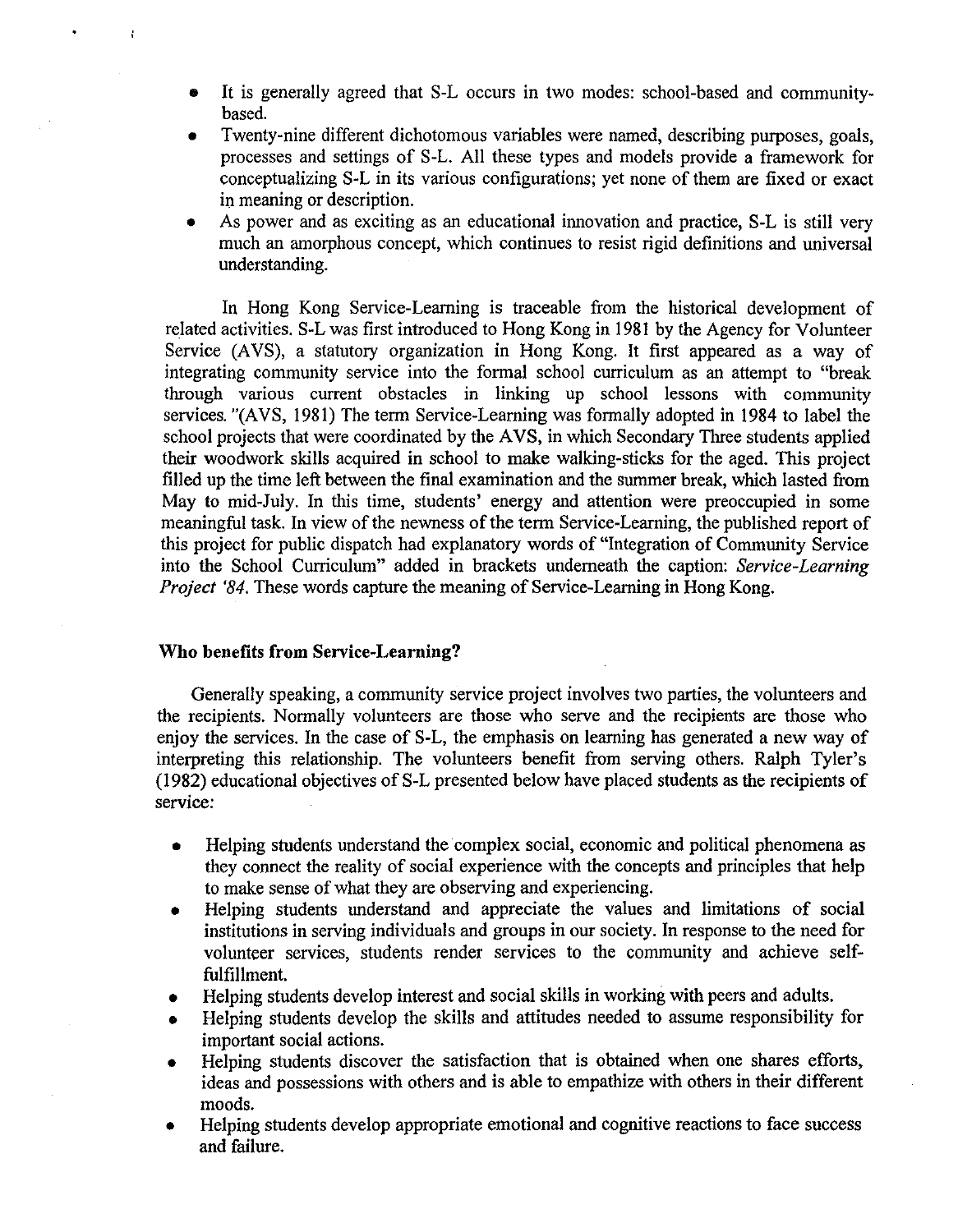- It is generally agreed that S-L occurs in two modes: school-based and community-based.
- Twenty-nine different dichotomous variables were named, describing purposes, goals, processes and settings of S-L. All these types and models provide a framework for conceptualizing S-L in its various configurations; yet none of them are fixed or exact in meaning or description.
- As power and as exciting as an educational innovation and practice, S-L is still very much an amorphous concept, which continues to resist rigid definitions and universal understanding.

In Hong Kong Service-Learning is traceable from the historical development of related activities. S-L was first introduced to Hong Kong in 1981 by the Agency for Volunteer Service (AVS), a statutory organization in Hong Kong. It first appeared as a way of integrating community service into the formal school curriculum as an attempt to "break through various current obstacles in linking up school lessons with community services. "(AVS, 1981) The term Service-Learning was formally adopted in 1984 to label the school projects that were coordinated by the AVS, in which Secondary Three students applied their woodwork skills acquired in school to make walking-sticks for the aged. This project filled up the time left between the final examination and the summer break, which lasted from May to mid-July. In this time, students' energy and attention were preoccupied in some meaningful task. In view of the newness of the term Service-Learning, the published report of this project for public dispatch had explanatory words of "Integration of Community Service into the School Curriculum" added in brackets underneath the caption: *Service-Learning Project '84.* These words capture the meaning of Service-Learning in Hong Kong.

### Who benefits from Service-Learning?

Generally speaking, a community service project involves two parties, the volunteers and the recipients. Normally volunteers are those who serve and the recipients are those who enjoy the services. In the case of S-L, the emphasis on learning has generated a new way of interpreting this relationship. The volunteers benefit from serving others. Ralph Tyler's (1982) educational objectives of S-L presented below have placed students as the recipients of service:

- Helping students understand the complex social, economic and political phenomena as they connect the reality of social experience with the concepts and principles that help to make sense of what they are observing and experiencing.
- Helping students understand and appreciate the values and limitations of social institutions in serving individuals and groups in our society. In response to the need for volunteer services, students render services to the community and achieve self-fulfillment.
- Helping students develop interest and social skills in working with peers and adults.
- Helping students develop the skills and attitudes needed to assume responsibility for important social actions.
- Helping students discover the satisfaction that is obtained when one shares efforts, ideas and possessions with others and is able to empathize with others in their different moods.
- Helping students develop appropriate emotional and cognitive reactions to face success and failure.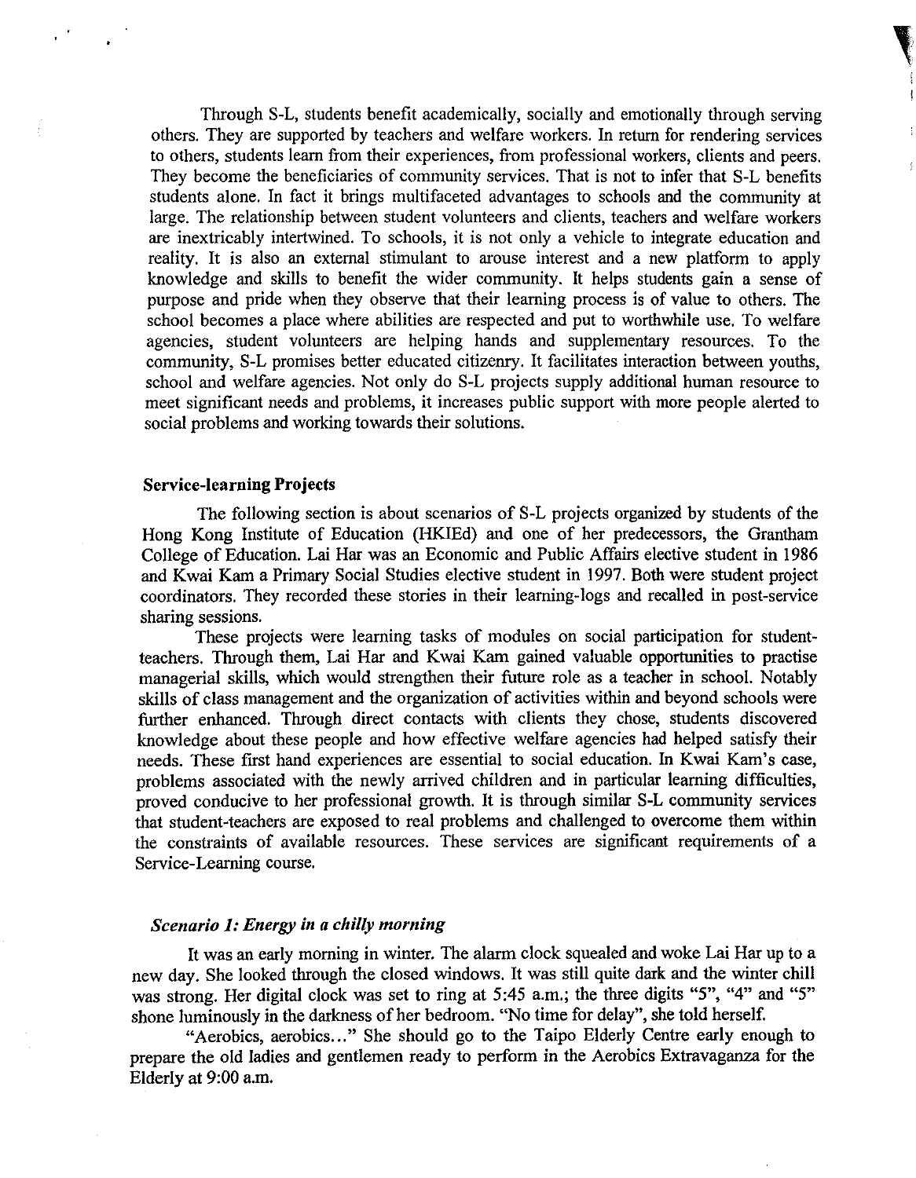Through S-L, students benefit academically, socially and emotionally through serving others. They are supported by teachers and welfare workers. In return for rendering services to others, students learn from their experiences, from professional workers, clients and peers. They become the beneficiaries of community services. That is not to infer that S-L benefits students alone. In fact it brings multifaceted advantages to schools and the community at large. The relationship between student volunteers and clients, teachers and welfare workers are inextricably intertwined. To schools, it is not only a vehicle to integrate education and reality. It is also an external stimulant to arouse interest and a new platform to apply knowledge and skills to benefit the wider community. It helps students gain a sense of purpose and pride when they observe that their learning process is of value to others. The school becomes a place where abilities are respected and put to worthwhile use. To welfare agencies, student volunteers are helping hands and supplementary resources. To the community, S-L promises better educated citizenry. It facilitates interaction between youths, school and welfare agencies. Not only do S-L projects supply additional human resource to meet significant needs and problems, it increases public support with more people alerted to social problems and working towards their solutions.

### Service-learning Projects

The following section is about scenarios of S-L projects organized by students of the Hong Kong Institute of Education (HKIEd) and one of her predecessors, the Grantham College of Education. Lai Har was an Economic and Public Affairs elective student in 1986 and Kwai Kam a Primary Social Studies elective student in 1997. Both were student project coordinators. They recorded these stories in their learning-logs and recalled in post-service sharing sessions.

These projects were learning tasks of modules on social participation for student-teachers. Through them, Lai Har and Kwai Kam gained valuable opportunities to practise managerial skills, which would strengthen their future role as a teacher in school. Notably skills of class management and the organization of activities within and beyond schools were further enhanced. Through direct contacts with clients they chose, students discovered knowledge about these people and how effective welfare agencies had helped satisfy their needs. These first hand experiences are essential to social education. In Kwai Kam's case, problems associated with the newly arrived children and in particular learning difficulties, proved conducive to her professional growth. It is through similar S-L community services that student-teachers are exposed to real problems and challenged to overcome them within the constraints of available resources. These services are significant requirements of a Service-Learning course.

#### *Scenario 1: Energy in a chilly morning*

It was an early morning in winter. The alarm clock squealed and woke Lai Har up to a new day. She looked through the closed windows. It was still quite dark and the winter chill was strong. Her digital clock was set to ring at 5:45 a.m.; the three digits "5", "4" and "5" shone luminously in the darkness of her bedroom. "No time for delay", she told herself.

"Aerobics, aerobics..." She should go to the Taipo Elderly Centre early enough to prepare the old ladies and gentlemen ready to perform in the Aerobics Extravaganza for the Elderly at 9:00 a.m.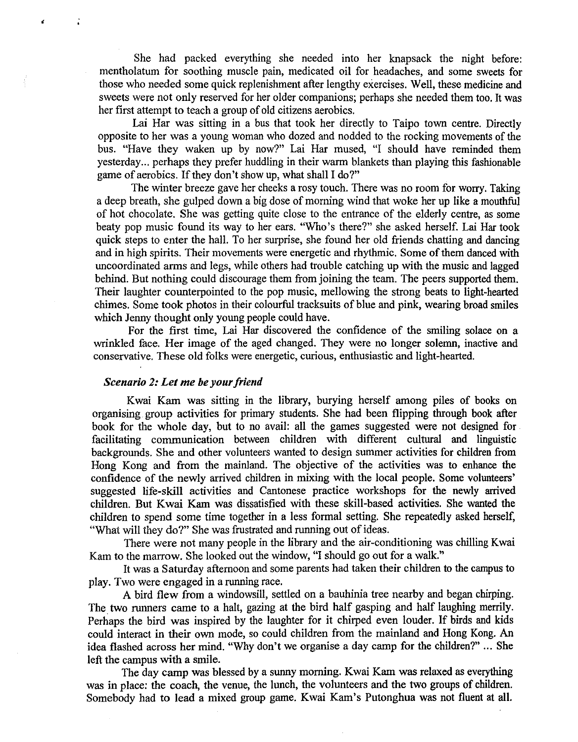She had packed everything she needed into her knapsack the night before: mentholatum for soothing muscle pain, medicated oil for headaches, and some sweets for those who needed some quick replenishment after lengthy exercises. Well, these medicine and sweets were not only reserved for her older companions; perhaps she needed them too. It was her first attempt to teach a group of old citizens aerobics.

Lai Har was sitting in a bus that took her directly to Taipo town centre. Directly opposite to her was a young woman who dozed and nodded to the rocking movements of the bus. "Have they waken up by now?" Lai Har mused, "I should have reminded them yesterday... perhaps they prefer huddling in their warm blankets than playing this fashionable game of aerobics. If they don't show up, what shall I do?"

The winter breeze gave her cheeks a rosy touch. There was no room for worry. Taking a deep breath, she gulped down a big dose of morning wind that woke her up like a mouthful of hot chocolate. She was getting quite close to the entrance of the elderly centre, as some beaty pop music found its way to her ears. "Who's there?" she asked herself. Lai Har took quick steps to enter the hall. To her surprise, she found her old friends chatting and dancing and in high spirits. Their movements were energetic and rhythmic. Some of them danced with uncoordinated arms and legs, while others had trouble catching up with the music and lagged behind. But nothing could discourage them from joining the team. The peers supported them. Their laughter counterpointed to the pop music, mellowing the strong beats to light-hearted chimes. Some took photos in their colourful tracksuits of blue and pink, wearing broad smiles which Jenny thought only young people could have.

For the first time, Lai Har discovered the confidence of the smiling solace on a wrinkled face. Her image of the aged changed. They were no longer solemn, inactive and conservative. These old folks were energetic, curious, enthusiastic and light-hearted.

### *Scenario 2: Let me be your friend*

Kwai Kam was sitting in the library, burying herself among piles of books on organising group activities for primary students. She had been flipping through book after book for the whole day, but to no avail: all the games suggested were not designed for facilitating communication between children with different cultural and linguistic backgrounds. She and other volunteers wanted to design summer activities for children from Hong Kong and from the mainland. The objective of the activities was to enhance the confidence of the newly arrived children in mixing with the local people. Some volunteers' suggested life-skill activities and Cantonese practice workshops for the newly arrived children. But Kwai Kam was dissatisfied with these skill-based activities. She wanted the children to spend some time together in a less formal setting. She repeatedly asked herself, "What will they do?" She was frustrated and running out of ideas.

There were not many people in the library and the air-conditioning was chilling Kwai Kam to the marrow. She looked out the window, "I should go out for a walk."

It was a Saturday afternoon and some parents had taken their children to the campus to play. Two were engaged in a running race.

A bird flew from a windowsill, settled on a bauhinia tree nearby and began chirping. The two runners came to a halt, gazing at the bird half gasping and half laughing merrily. Perhaps the bird was inspired by the laughter for it chirped even louder. If birds and kids could interact in their own mode, so could children from the mainland and Hong Kong. An idea flashed across her mind. "Why don't we organise a day camp for the children?" ... She left the campus with a smile.

The day camp was blessed by a sunny morning. Kwai Kam was relaxed as everything was in place: the coach, the venue, the lunch, the volunteers and the two groups of children. Somebody had to lead a mixed group game. Kwai Kam's Putonghua was not fluent at all.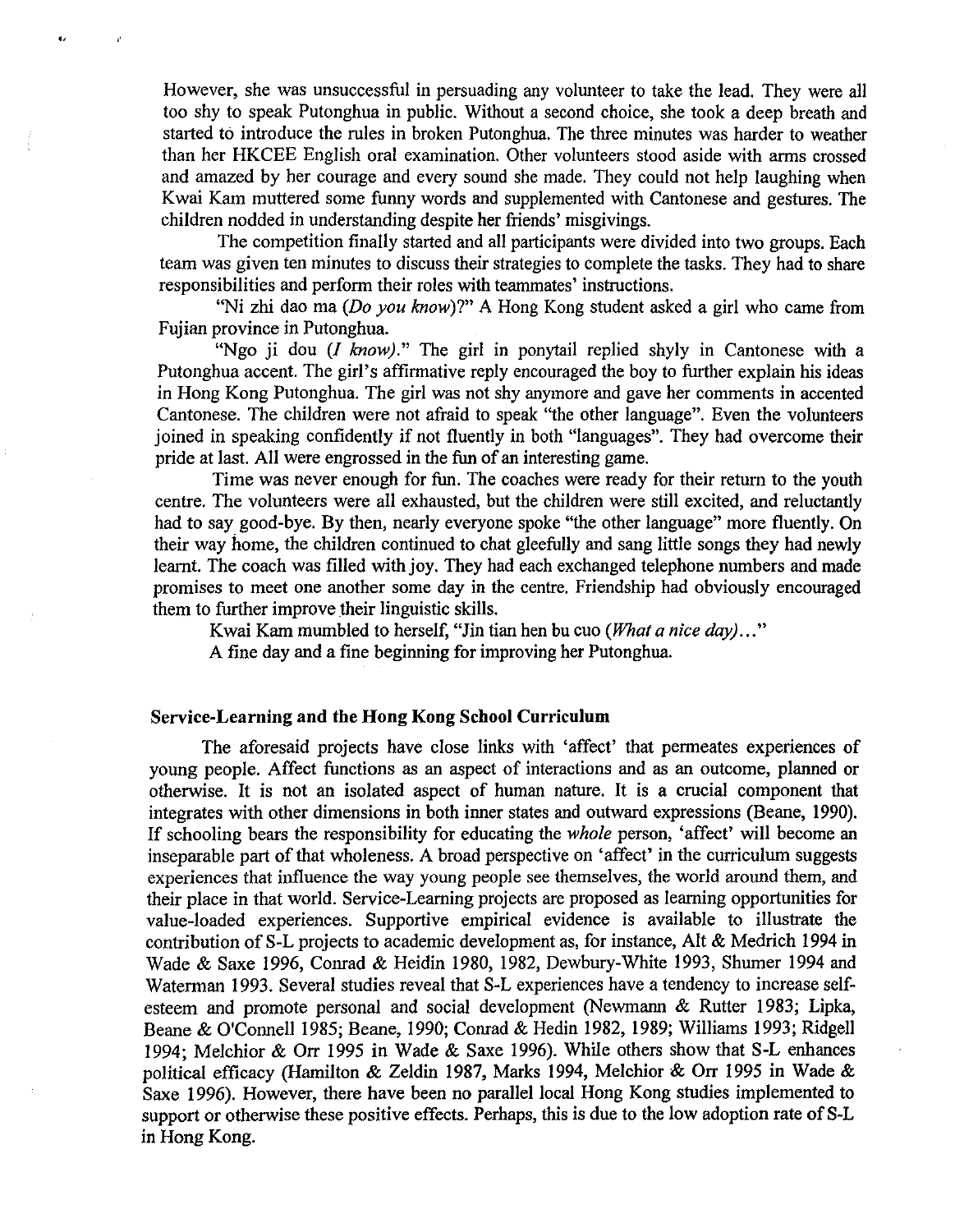However, she was unsuccessful in persuading any volunteer to take the lead. They were all too shy to speak Putonghua in public. Without a second choice, she took a deep breath and started to introduce the rules in broken Putonghua. The three minutes was harder to weather than her HKCEE English oral examination. Other volunteers stood aside with arms crossed and amazed by her courage and every sound she made. They could not help laughing when Kwai Kam muttered some funny words and supplemented with Cantonese and gestures. The children nodded in understanding despite her friends' misgivings.

The competition finally started and all participants were divided into two groups. Each team was given ten minutes to discuss their strategies to complete the tasks. They had to share responsibilities and perform their roles with teammates' instructions.

"Ni zhi dao ma (*Do you know*)?" A Hong Kong student asked a girl who came from Fujian province in Putonghua.

"Ngo ji dou (*I know*)." The girl in ponytail replied shyly in Cantonese with a Putonghua accent. The girl's affirmative reply encouraged the boy to further explain his ideas in Hong Kong Putonghua. The girl was not shy anymore and gave her comments in accented Cantonese. The children were not afraid to speak "the other language". Even the volunteers joined in speaking confidently if not fluently in both "languages". They had overcome their pride at last. All were engrossed in the fun of an interesting game.

Time was never enough for fun. The coaches were ready for their return to the youth centre. The volunteers were all exhausted, but the children were still excited, and reluctantly had to say good-bye. By then, nearly everyone spoke "the other language" more fluently. On their way home, the children continued to chat gleefully and sang little songs they had newly learnt. The coach was filled with joy. They had each exchanged telephone numbers and made promises to meet one another some day in the centre. Friendship had obviously encouraged them to further improve their linguistic skills.

Kwai Kam mumbled to herself, "Jin tian hen bu cuo (*What a nice day*)..."

A fine day and a fine beginning for improving her Putonghua.

### Service-Learning and the Hong Kong School Curriculum

The aforesaid projects have close links with 'affect' that permeates experiences of young people. Affect functions as an aspect of interactions and as an outcome, planned or otherwise. It is not an isolated aspect of human nature. It is a crucial component that integrates with other dimensions in both inner states and outward expressions (Beane, 1990). If schooling bears the responsibility for educating the *whole* person, 'affect' will become an inseparable part of that wholeness. A broad perspective on 'affect' in the curriculum suggests experiences that influence the way young people see themselves, the world around them, and their place in that world. Service-Learning projects are proposed as learning opportunities for value-loaded experiences. Supportive empirical evidence is available to illustrate the contribution of S-L projects to academic development as, for instance, Alt & Medrich 1994 in Wade & Saxe 1996, Conrad & Heidin 1980, 1982, Dewbury-White 1993, Shumer 1994 and Waterman 1993. Several studies reveal that S-L experiences have a tendency to increase self-esteem and promote personal and social development (Newmann & Rutter 1983; Lipka, Beane & O'Connell 1985; Beane, 1990; Conrad & Hedin 1982, 1989; Williams 1993; Ridgell 1994; Melchior & Orr 1995 in Wade & Saxe 1996). While others show that S-L enhances political efficacy (Hamilton & Zeldin 1987, Marks 1994, Melchior & Orr 1995 in Wade & Saxe 1996). However, there have been no parallel local Hong Kong studies implemented to support or otherwise these positive effects. Perhaps, this is due to the low adoption rate of S-L in Hong Kong.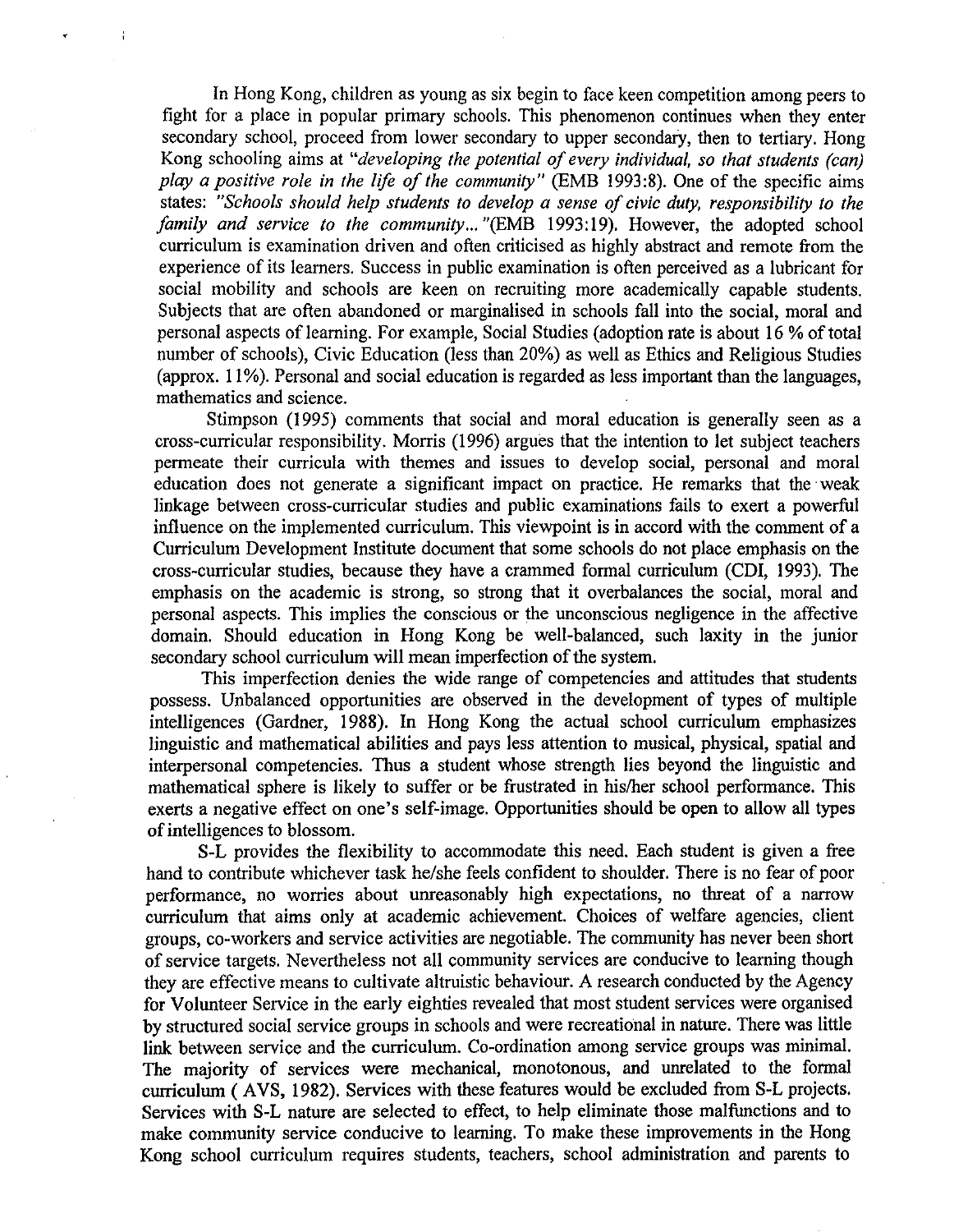In Hong Kong, children as young as six begin to face keen competition among peers to fight for a place in popular primary schools. This phenomenon continues when they enter secondary school, proceed from lower secondary to upper secondary, then to tertiary. Hong Kong schooling aims at "*developing the potential of every individual, so that students (can) play a positive role in the life of the community*" (EMB 1993:8). One of the specific aims states: *"Schools should help students to develop a sense of civic duty, responsibility to the family and service to the community..."*(EMB 1993:19). However, the adopted school curriculum is examination driven and often criticised as highly abstract and remote from the experience of its learners. Success in public examination is often perceived as a lubricant for social mobility and schools are keen on recruiting more academically capable students. Subjects that are often abandoned or marginalised in schools fall into the social, moral and personal aspects of learning. For example, Social Studies (adoption rate is about 16 % of total number of schools), Civic Education (less than 20%) as well as Ethics and Religious Studies (approx. 11%). Personal and social education is regarded as less important than the languages, mathematics and science.

Stimpson (1995) comments that social and moral education is generally seen as a cross-curricular responsibility. Morris (1996) argues that the intention to let subject teachers permeate their curricula with themes and issues to develop social, personal and moral education does not generate a significant impact on practice. He remarks that the weak linkage between cross-curricular studies and public examinations fails to exert a powerful influence on the implemented curriculum. This viewpoint is in accord with the comment of a Curriculum Development Institute document that some schools do not place emphasis on the cross-curricular studies, because they have a crammed formal curriculum (CDI, 1993). The emphasis on the academic is strong, so strong that it overbalances the social, moral and personal aspects. This implies the conscious or the unconscious negligence in the affective domain. Should education in Hong Kong be well-balanced, such laxity in the junior secondary school curriculum will mean imperfection of the system.

This imperfection denies the wide range of competencies and attitudes that students possess. Unbalanced opportunities are observed in the development of types of multiple intelligences (Gardner, 1988). In Hong Kong the actual school curriculum emphasizes linguistic and mathematical abilities and pays less attention to musical, physical, spatial and interpersonal competencies. Thus a student whose strength lies beyond the linguistic and mathematical sphere is likely to suffer or be frustrated in his/her school performance. This exerts a negative effect on one's self-image. Opportunities should be open to allow all types of intelligences to blossom.

S-L provides the flexibility to accommodate this need. Each student is given a free hand to contribute whichever task he/she feels confident to shoulder. There is no fear of poor performance, no worries about unreasonably high expectations, no threat of a narrow curriculum that aims only at academic achievement. Choices of welfare agencies, client groups, co-workers and service activities are negotiable. The community has never been short of service targets. Nevertheless not all community services are conducive to learning though they are effective means to cultivate altruistic behaviour. A research conducted by the Agency for Volunteer Service in the early eighties revealed that most student services were organised by structured social service groups in schools and were recreational in nature. There was little link between service and the curriculum. Co-ordination among service groups was minimal. The majority of services were mechanical, monotonous, and unrelated to the formal curriculum ( AVS, 1982). Services with these features would be excluded from S-L projects. Services with S-L nature are selected to effect, to help eliminate those malfunctions and to make community service conducive to learning. To make these improvements in the Hong Kong school curriculum requires students, teachers, school administration and parents to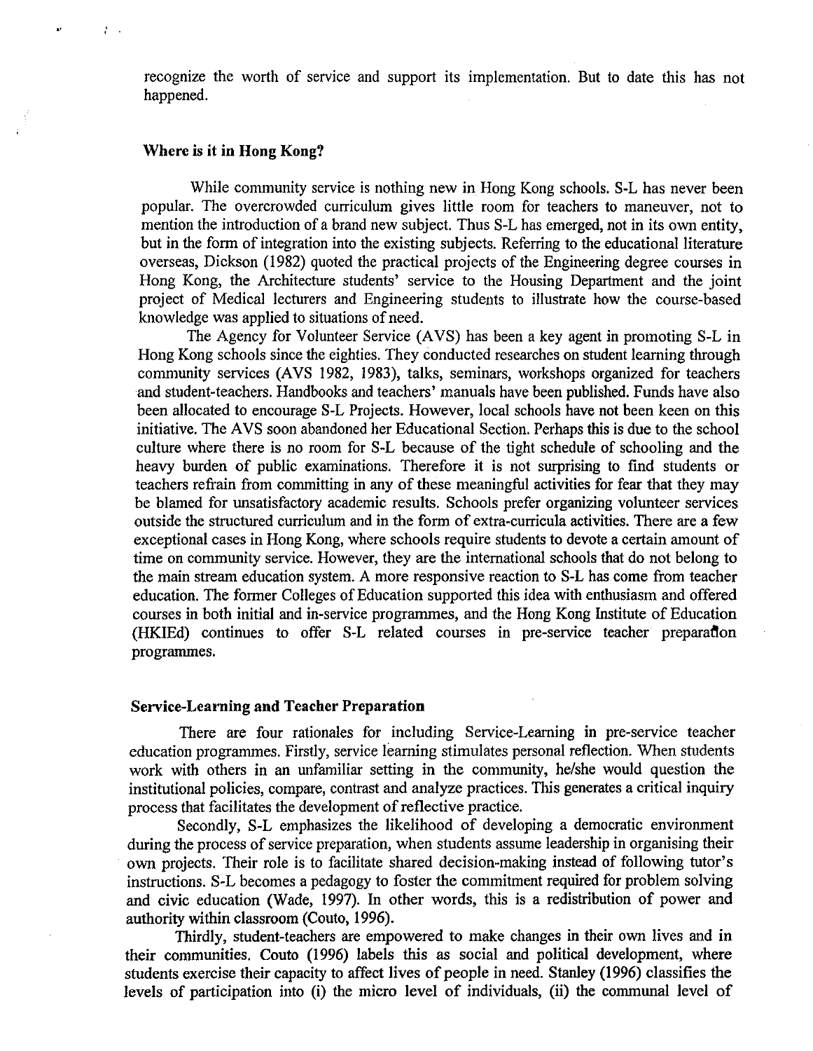recognize the worth of service and support its implementation. But to date this has not happened.

### Where is it in Hong Kong?

While community service is nothing new in Hong Kong schools. S-L has never been popular. The overcrowded curriculum gives little room for teachers to maneuver, not to mention the introduction of a brand new subject. Thus S-L has emerged, not in its own entity, but in the form of integration into the existing subjects. Referring to the educational literature overseas, Dickson (1982) quoted the practical projects of the Engineering degree courses in Hong Kong, the Architecture students' service to the Housing Department and the joint project of Medical lecturers and Engineering students to illustrate how the course-based knowledge was applied to situations of need.

The Agency for Volunteer Service (AVS) has been a key agent in promoting S-L in Hong Kong schools since the eighties. They conducted researches on student learning through community services (AVS 1982, 1983), talks, seminars, workshops organized for teachers and student-teachers. Handbooks and teachers' manuals have been published. Funds have also been allocated to encourage S-L Projects. However, local schools have not been keen on this initiative. The AVS soon abandoned her Educational Section. Perhaps this is due to the school culture where there is no room for S-L because of the tight schedule of schooling and the heavy burden of public examinations. Therefore it is not surprising to find students or teachers refrain from committing in any of these meaningful activities for fear that they may be blamed for unsatisfactory academic results. Schools prefer organizing volunteer services outside the structured curriculum and in the form of extra-curricula activities. There are a few exceptional cases in Hong Kong, where schools require students to devote a certain amount of time on community service. However, they are the international schools that do not belong to the main stream education system. A more responsive reaction to S-L has come from teacher education. The former Colleges of Education supported this idea with enthusiasm and offered courses in both initial and in-service programmes, and the Hong Kong Institute of Education (HKIEd) continues to offer S-L related courses in pre-service teacher preparation programmes.

### Service-Learning and Teacher Preparation

There are four rationales for including Service-Learning in pre-service teacher education programmes. Firstly, service learning stimulates personal reflection. When students work with others in an unfamiliar setting in the community, he/she would question the institutional policies, compare, contrast and analyze practices. This generates a critical inquiry process that facilitates the development of reflective practice.

Secondly, S-L emphasizes the likelihood of developing a democratic environment during the process of service preparation, when students assume leadership in organising their own projects. Their role is to facilitate shared decision-making instead of following tutor's instructions. S-L becomes a pedagogy to foster the commitment required for problem solving and civic education (Wade, 1997). In other words, this is a redistribution of power and authority within classroom (Couto, 1996).

Thirdly, student-teachers are empowered to make changes in their own lives and in their communities. Couto (1996) labels this as social and political development, where students exercise their capacity to affect lives of people in need. Stanley (1996) classifies the levels of participation into (i) the micro level of individuals, (ii) the communal level of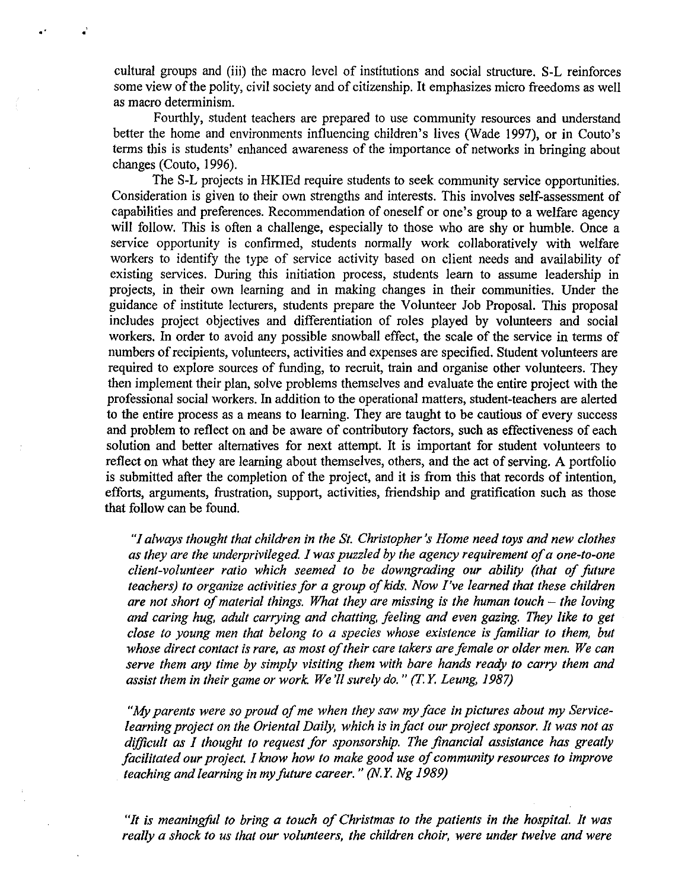cultural groups and (iii) the macro level of institutions and social structure. S-L reinforces some view of the polity, civil society and of citizenship. It emphasizes micro freedoms as well as macro determinism.

Fourthly, student teachers are prepared to use community resources and understand better the home and environments influencing children's lives (Wade 1997), or in Couto's terms this is students' enhanced awareness of the importance of networks in bringing about changes (Couto, 1996).

The S-L projects in HKIEd require students to seek community service opportunities. Consideration is given to their own strengths and interests. This involves self-assessment of capabilities and preferences. Recommendation of oneself or one's group to a welfare agency will follow. This is often a challenge, especially to those who are shy or humble. Once a service opportunity is confirmed, students normally work collaboratively with welfare workers to identify the type of service activity based on client needs and availability of existing services. During this initiation process, students learn to assume leadership in projects, in their own learning and in making changes in their communities. Under the guidance of institute lecturers, students prepare the Volunteer Job Proposal. This proposal includes project objectives and differentiation of roles played by volunteers and social workers. In order to avoid any possible snowball effect, the scale of the service in terms of numbers of recipients, volunteers, activities and expenses are specified. Student volunteers are required to explore sources of funding, to recruit, train and organise other volunteers. They then implement their plan, solve problems themselves and evaluate the entire project with the professional social workers. In addition to the operational matters, student-teachers are alerted to the entire process as a means to learning. They are taught to be cautious of every success and problem to reflect on and be aware of contributory factors, such as effectiveness of each solution and better alternatives for next attempt. It is important for student volunteers to reflect on what they are learning about themselves, others, and the act of serving. A portfolio is submitted after the completion of the project, and it is from this that records of intention, efforts, arguments, frustration, support, activities, friendship and gratification such as those that follow can be found.

> *"I always thought that children in the St. Christopher's Home need toys and new clothes as they are the underprivileged. I was puzzled by the agency requirement of a one-to-one client-volunteer ratio which seemed to be downgrading our ability (that of future teachers) to organize activities for a group of kids. Now I've learned that these children are not short of material things. What they are missing is the human touch – the loving and caring hug, adult carrying and chatting, feeling and even gazing. They like to get close to young men that belong to a species whose existence is familiar to them, but whose direct contact is rare, as most of their care takers are female or older men. We can serve them any time by simply visiting them with bare hands ready to carry them and assist them in their game or work. We'll surely do." (T.Y. Leung, 1987)*

> *"My parents were so proud of me when they saw my face in pictures about my Service-learning project on the Oriental Daily, which is in fact our project sponsor. It was not as difficult as I thought to request for sponsorship. The financial assistance has greatly facilitated our project. I know how to make good use of community resources to improve teaching and learning in my future career." (N.Y. Ng 1989)*

> *"It is meaningful to bring a touch of Christmas to the patients in the hospital. It was really a shock to us that our volunteers, the children choir, were under twelve and were*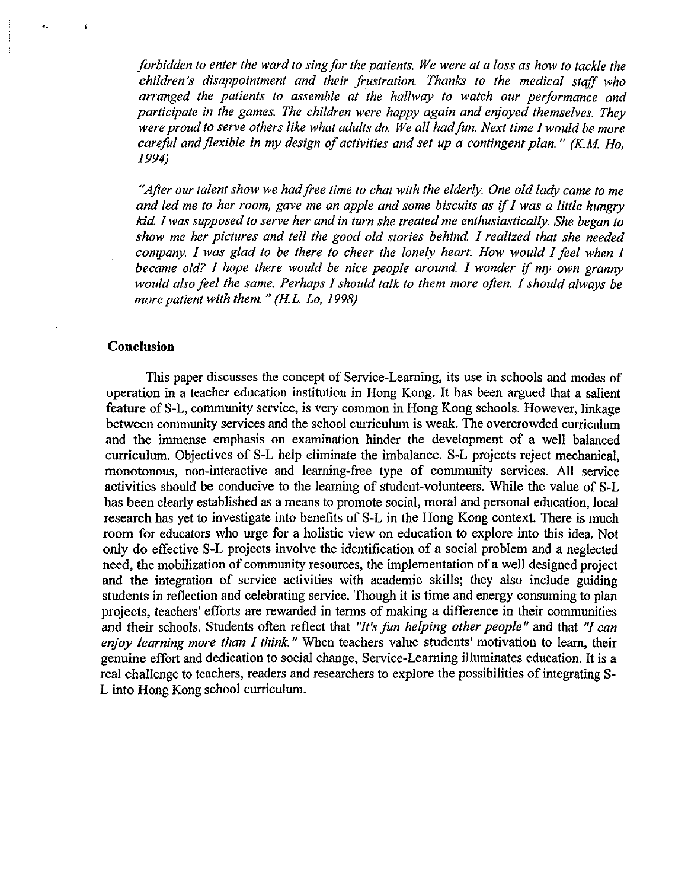*forbidden to enter the ward to sing for the patients. We were at a loss as how to tackle the children's disappointment and their frustration. Thanks to the medical staff who arranged the patients to assemble at the hallway to watch our performance and participate in the games. The children were happy again and enjoyed themselves. They were proud to serve others like what adults do. We all had fun. Next time I would be more careful and flexible in my design of activities and set up a contingent plan." (K.M. Ho, 1994)*

*"After our talent show we had free time to chat with the elderly. One old lady came to me and led me to her room, gave me an apple and some biscuits as if I was a little hungry kid. I was supposed to serve her and in turn she treated me enthusiastically. She began to show me her pictures and tell the good old stories behind. I realized that she needed company. I was glad to be there to cheer the lonely heart. How would I feel when I became old? I hope there would be nice people around. I wonder if my own granny would also feel the same. Perhaps I should talk to them more often. I should always be more patient with them." (H.L. Lo, 1998)*

## Conclusion

This paper discusses the concept of Service-Learning, its use in schools and modes of operation in a teacher education institution in Hong Kong. It has been argued that a salient feature of S-L, community service, is very common in Hong Kong schools. However, linkage between community services and the school curriculum is weak. The overcrowded curriculum and the immense emphasis on examination hinder the development of a well balanced curriculum. Objectives of S-L help eliminate the imbalance. S-L projects reject mechanical, monotonous, non-interactive and learning-free type of community services. All service activities should be conducive to the learning of student-volunteers. While the value of S-L has been clearly established as a means to promote social, moral and personal education, local research has yet to investigate into benefits of S-L in the Hong Kong context. There is much room for educators who urge for a holistic view on education to explore into this idea. Not only do effective S-L projects involve the identification of a social problem and a neglected need, the mobilization of community resources, the implementation of a well designed project and the integration of service activities with academic skills; they also include guiding students in reflection and celebrating service. Though it is time and energy consuming to plan projects, teachers' efforts are rewarded in terms of making a difference in their communities and their schools. Students often reflect that *"It's fun helping other people"* and that *"I can enjoy learning more than I think."* When teachers value students' motivation to learn, their genuine effort and dedication to social change, Service-Learning illuminates education. It is a real challenge to teachers, readers and researchers to explore the possibilities of integrating S-L into Hong Kong school curriculum.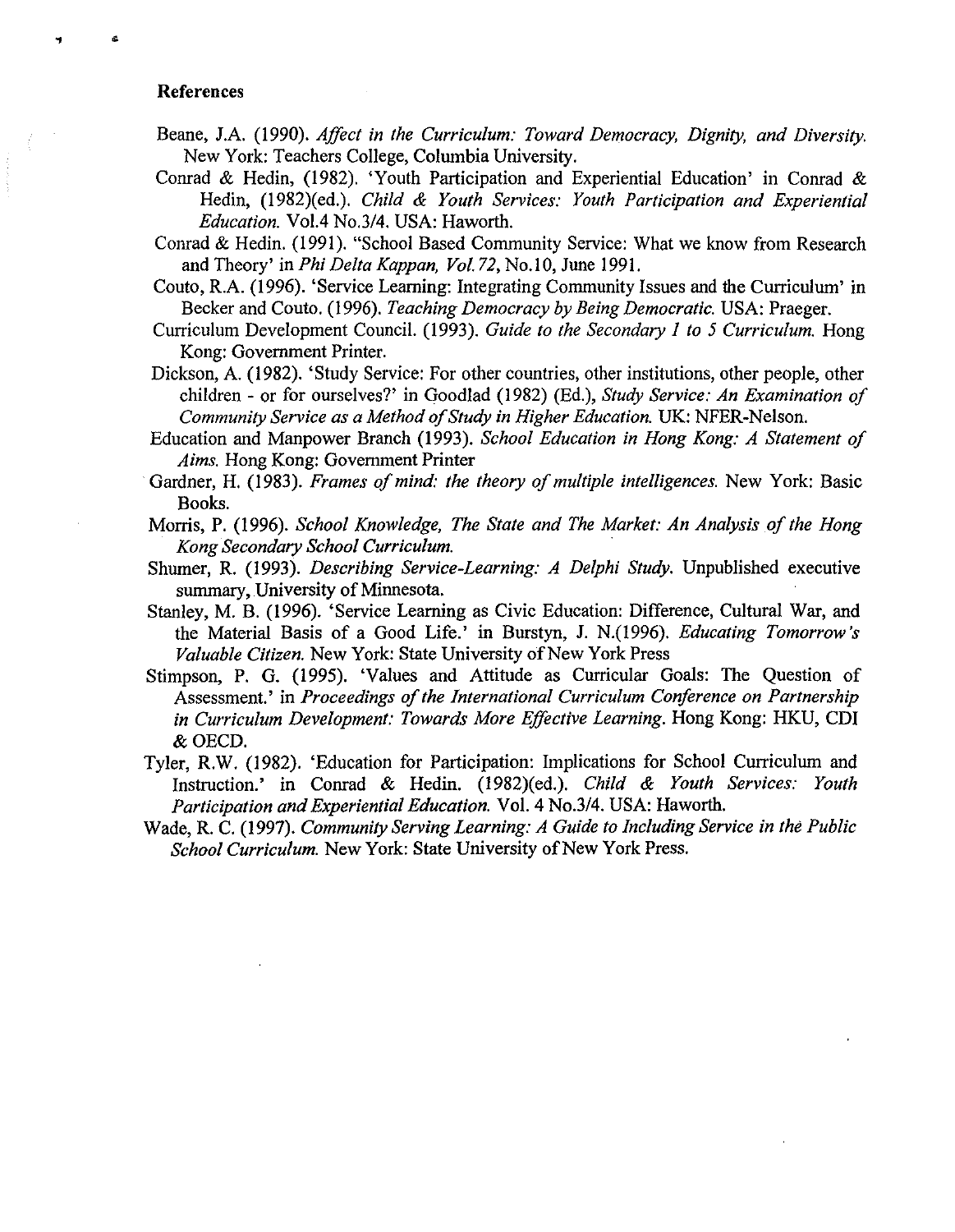**References**

Beane, J.A. (1990). *Affect in the Curriculum: Toward Democracy, Dignity, and Diversity.* New York: Teachers College, Columbia University.

Conrad & Hedin, (1982). 'Youth Participation and Experiential Education' in Conrad & Hedin, (1982)(ed.). *Child & Youth Services: Youth Participation and Experiential Education.* Vol.4 No.3/4. USA: Haworth.

Conrad & Hedin. (1991). "School Based Community Service: What we know from Research and Theory' in *Phi Delta Kappan, Vol.72*, No.10, June 1991.

Couto, R.A. (1996). 'Service Learning: Integrating Community Issues and the Curriculum' in Becker and Couto. (1996). *Teaching Democracy by Being Democratic.* USA: Praeger.

Curriculum Development Council. (1993). *Guide to the Secondary 1 to 5 Curriculum.* Hong Kong: Government Printer.

Dickson, A. (1982). 'Study Service: For other countries, other institutions, other people, other children - or for ourselves?' in Goodlad (1982) (Ed.), *Study Service: An Examination of Community Service as a Method of Study in Higher Education.* UK: NFER-Nelson.

Education and Manpower Branch (1993). *School Education in Hong Kong: A Statement of Aims.* Hong Kong: Government Printer

Gardner, H. (1983). *Frames of mind: the theory of multiple intelligences.* New York: Basic Books.

Morris, P. (1996). *School Knowledge, The State and The Market: An Analysis of the Hong Kong Secondary School Curriculum.*

Shumer, R. (1993). *Describing Service-Learning: A Delphi Study.* Unpublished executive summary, University of Minnesota.

Stanley, M. B. (1996). 'Service Learning as Civic Education: Difference, Cultural War, and the Material Basis of a Good Life.' in Burstyn, J. N.(1996). *Educating Tomorrow's Valuable Citizen.* New York: State University of New York Press

Stimpson, P. G. (1995). 'Values and Attitude as Curricular Goals: The Question of Assessment.' in *Proceedings of the International Curriculum Conference on Partnership in Curriculum Development: Towards More Effective Learning.* Hong Kong: HKU, CDI & OECD.

Tyler, R.W. (1982). 'Education for Participation: Implications for School Curriculum and Instruction.' in Conrad & Hedin. (1982)(ed.). *Child & Youth Services: Youth Participation and Experiential Education.* Vol. 4 No.3/4. USA: Haworth.

Wade, R. C. (1997). *Community Serving Learning: A Guide to Including Service in the Public School Curriculum.* New York: State University of New York Press.